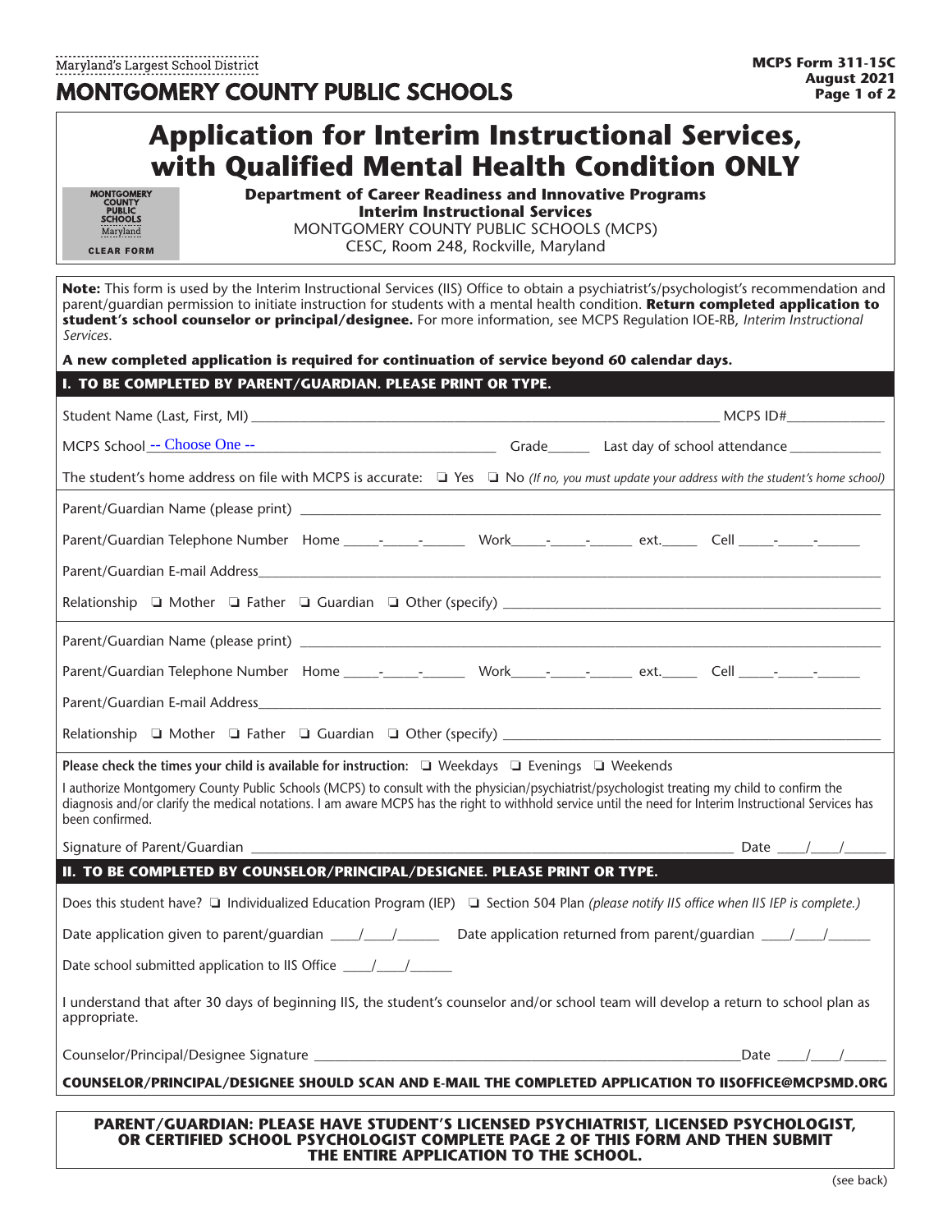Maryland's Largest School District

# MONTGOMERY COUNTY PUBLIC SCHOOLS

**MCPS Form 311-15C**
**August 2021**

# Application for Interim Instructional Services, with Qualified Mental Health Condition ONLY

MONTGOMERY COUNTY PUBLIC SCHOOLS Maryland

CLEAR FORM

**Department of Career Readiness and Innovative Programs**
**Interim Instructional Services**
MONTGOMERY COUNTY PUBLIC SCHOOLS (MCPS)
CESC, Room 248, Rockville, Maryland

**Note:** This form is used by the Interim Instructional Services (IIS) Office to obtain a psychiatrist's/psychologist's recommendation and parent/guardian permission to initiate instruction for students with a mental health condition. **Return completed application to student's school counselor or principal/designee.** For more information, see MCPS Regulation IOE-RB, *Interim Instructional Services.*

**A new completed application is required for continuation of service beyond 60 calendar days.**

## I. TO BE COMPLETED BY PARENT/GUARDIAN. PLEASE PRINT OR TYPE.

Student Name (Last, First, MI) ______________________________ MCPS ID#__________

MCPS School -- Choose One -- ______________ Grade______ Last day of school attendance __________

The student's home address on file with MCPS is accurate: ❑ Yes ❑ No *(If no, you must update your address with the student's home school)*

Parent/Guardian Name (please print) ______________________________

Parent/Guardian Telephone Number Home _____-_____-______ Work_____-_____-______ ext._____ Cell _____-_____-______

Parent/Guardian E-mail Address______________________________

Relationship ❑ Mother ❑ Father ❑ Guardian ❑ Other (specify) ______________________________

Parent/Guardian Name (please print) ______________________________

Parent/Guardian Telephone Number Home _____-_____-______ Work_____-_____-______ ext._____ Cell _____-_____-______

Parent/Guardian E-mail Address______________________________

Relationship ❑ Mother ❑ Father ❑ Guardian ❑ Other (specify) ______________________________

**Please check the times your child is available for instruction:** ❑ Weekdays ❑ Evenings ❑ Weekends

I authorize Montgomery County Public Schools (MCPS) to consult with the physician/psychiatrist/psychologist treating my child to confirm the diagnosis and/or clarify the medical notations. I am aware MCPS has the right to withhold service until the need for Interim Instructional Services has been confirmed.

Signature of Parent/Guardian ______________________________ Date ____/____/______

## II. TO BE COMPLETED BY COUNSELOR/PRINCIPAL/DESIGNEE. PLEASE PRINT OR TYPE.

Does this student have? ❑ Individualized Education Program (IEP) ❑ Section 504 Plan *(please notify IIS office when IIS IEP is complete.)*

Date application given to parent/guardian ____/____/______ Date application returned from parent/guardian ____/____/______

Date school submitted application to IIS Office ____/____/______

I understand that after 30 days of beginning IIS, the student's counselor and/or school team will develop a return to school plan as appropriate.

Counselor/Principal/Designee Signature ______________________________ Date ____/____/______

**COUNSELOR/PRINCIPAL/DESIGNEE SHOULD SCAN AND E-MAIL THE COMPLETED APPLICATION TO IISOFFICE@MCPSMD.ORG**

**PARENT/GUARDIAN: PLEASE HAVE STUDENT'S LICENSED PSYCHIATRIST, LICENSED PSYCHOLOGIST, OR CERTIFIED SCHOOL PSYCHOLOGIST COMPLETE PAGE 2 OF THIS FORM AND THEN SUBMIT THE ENTIRE APPLICATION TO THE SCHOOL.**

(see back)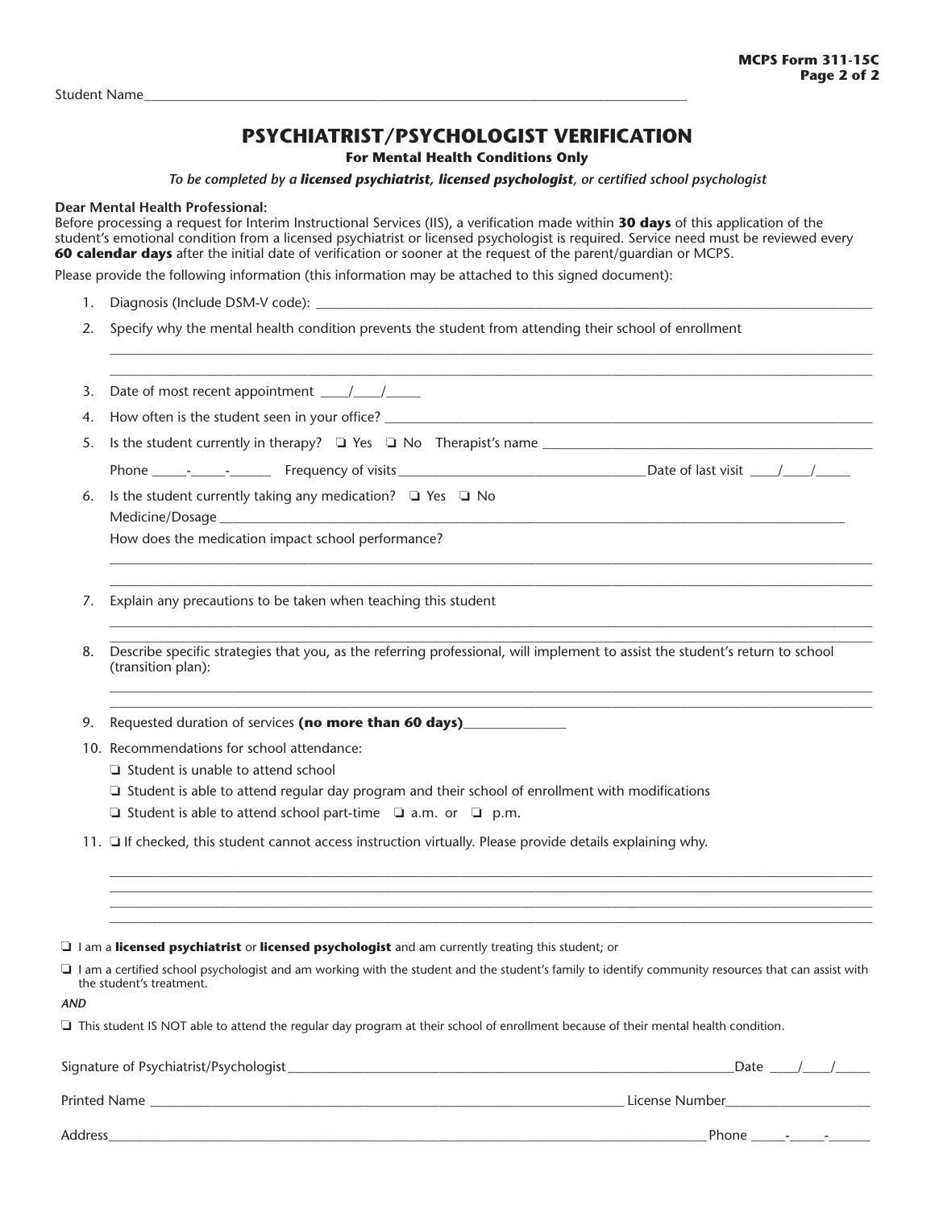Student Name_______________________________________________________________________________

# PSYCHIATRIST/PSYCHOLOGIST VERIFICATION

**For Mental Health Conditions Only**

*To be completed by a **licensed psychiatrist**, **licensed psychologist**, or certified school psychologist*

**Dear Mental Health Professional:**
Before processing a request for Interim Instructional Services (IIS), a verification made within **30 days** of this application of the student's emotional condition from a licensed psychiatrist or licensed psychologist is required. Service need must be reviewed every **60 calendar days** after the initial date of verification or sooner at the request of the parent/guardian or MCPS.

Please provide the following information (this information may be attached to this signed document):

1. Diagnosis (Include DSM-V code): ________________________________________________________________

2. Specify why the mental health condition prevents the student from attending their school of enrollment
_______________________________________________________________________________________________
_______________________________________________________________________________________________

3. Date of most recent appointment ____/____/_____

4. How often is the student seen in your office? ________________________________________________

5. Is the student currently in therapy? ❑ Yes ❑ No Therapist's name __________________________________
Phone _____-_____-______ Frequency of visits ________________________ Date of last visit ____/____/_____

6. Is the student currently taking any medication? ❑ Yes ❑ No
Medicine/Dosage ______________________________________________________________________________
How does the medication impact school performance?
_______________________________________________________________________________________________
_______________________________________________________________________________________________

7. Explain any precautions to be taken when teaching this student
_______________________________________________________________________________________________
_______________________________________________________________________________________________

8. Describe specific strategies that you, as the referring professional, will implement to assist the student's return to school (transition plan):
_______________________________________________________________________________________________
_______________________________________________________________________________________________

9. Requested duration of services **(no more than 60 days)**_______________

10. Recommendations for school attendance:
❑ Student is unable to attend school
❑ Student is able to attend regular day program and their school of enrollment with modifications
❑ Student is able to attend school part-time ❑ a.m. or ❑ p.m.

11. ❑ If checked, this student cannot access instruction virtually. Please provide details explaining why.
_______________________________________________________________________________________________
_______________________________________________________________________________________________
_______________________________________________________________________________________________
_______________________________________________________________________________________________

❑ I am a **licensed psychiatrist** or **licensed psychologist** and am currently treating this student; or

❑ I am a certified school psychologist and am working with the student and the student's family to identify community resources that can assist with the student's treatment.

*AND*

❑ This student IS NOT able to attend the regular day program at their school of enrollment because of their mental health condition.

Signature of Psychiatrist/Psychologist_____________________________________________ Date ____/____/_____

Printed Name _______________________________________________ License Number_____________________

Address_________________________________________________________________ Phone _____-_____-______